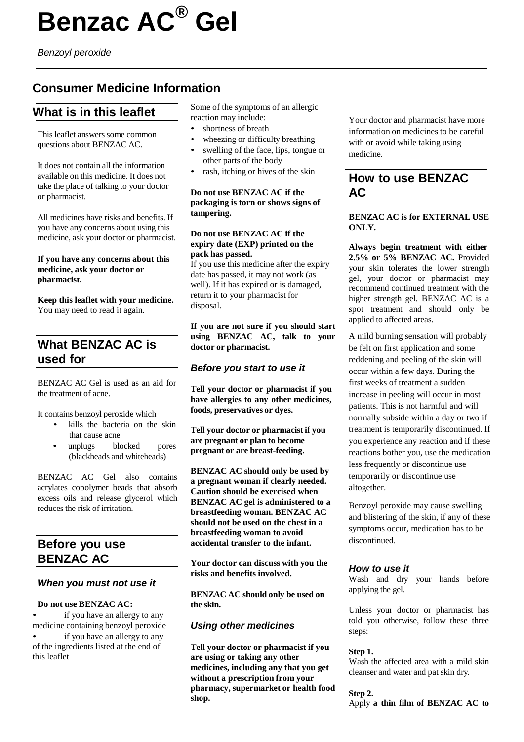# Benzac AC® Gel

*Benzoyl peroxide*

## Consumer Medicine Information

## What is in this leaflet

This leaflet answers some common questions about BENZAC AC.

It does not contain all the information available on this medicine. It does not take the place of talking to your doctor or pharmacist.

All medicines have risks and benefits. If you have any concerns about using this medicine, ask your doctor or pharmacist.

**If you have any concerns about this medicine, ask your doctor or pharmacist.**

**Keep this leaflet with your medicine.** You may need to read it again.

## What BENZAC AC is used for

BENZAC AC Gel is used as an aid for the treatment of acne.

It contains benzoyl peroxide which

- kills the bacteria on the skin that cause acne
- unplugs blocked pores (blackheads and whiteheads)

BENZAC AC Gel also contains acrylates copolymer beads that absorb excess oils and release glycerol which reduces the risk of irritation.

## Before you use BENZAC AC

### *When you must not use it*

**Do not use BENZAC AC:**

- if you have an allergy to any medicine containing benzoyl peroxide
- if you have an allergy to any of the ingredients listed at the end of this leaflet

Some of the symptoms of an allergic reaction may include:

- shortness of breath
- wheezing or difficulty breathing
- swelling of the face, lips, tongue or other parts of the body
- rash, itching or hives of the skin

**Do not use BENZAC AC if the packaging is torn or shows signs of tampering.**

**Do not use BENZAC AC if the expiry date (EXP) printed on the pack has passed.**
If you use this medicine after the expiry date has passed, it may not work (as well). If it has expired or is damaged, return it to your pharmacist for disposal.

**If you are not sure if you should start using BENZAC AC, talk to your doctor or pharmacist.**

### *Before you start to use it*

**Tell your doctor or pharmacist if you have allergies to any other medicines, foods, preservatives or dyes.**

**Tell your doctor or pharmacist if you are pregnant or plan to become pregnant or are breast-feeding.**

**BENZAC AC should only be used by a pregnant woman if clearly needed. Caution should be exercised when BENZAC AC gel is administered to a breastfeeding woman. BENZAC AC should not be used on the chest in a breastfeeding woman to avoid accidental transfer to the infant.**

**Your doctor can discuss with you the risks and benefits involved.**

**BENZAC AC should only be used on the skin.**

### *Using other medicines*

**Tell your doctor or pharmacist if you are using or taking any other medicines, including any that you get without a prescription from your pharmacy, supermarket or health food shop.**

Your doctor and pharmacist have more information on medicines to be careful with or avoid while taking using medicine.

## How to use BENZAC AC

**BENZAC AC is for EXTERNAL USE ONLY.**

**Always begin treatment with either 2.5% or 5% BENZAC AC.** Provided your skin tolerates the lower strength gel, your doctor or pharmacist may recommend continued treatment with the higher strength gel. BENZAC AC is a spot treatment and should only be applied to affected areas.

A mild burning sensation will probably be felt on first application and some reddening and peeling of the skin will occur within a few days. During the first weeks of treatment a sudden increase in peeling will occur in most patients. This is not harmful and will normally subside within a day or two if treatment is temporarily discontinued. If you experience any reaction and if these reactions bother you, use the medication less frequently or discontinue use temporarily or discontinue use altogether.

Benzoyl peroxide may cause swelling and blistering of the skin, if any of these symptoms occur, medication has to be discontinued.

### *How to use it*

Wash and dry your hands before applying the gel.

Unless your doctor or pharmacist has told you otherwise, follow these three steps:

**Step 1.**
Wash the affected area with a mild skin cleanser and water and pat skin dry.

**Step 2.**
Apply **a thin film of BENZAC AC to**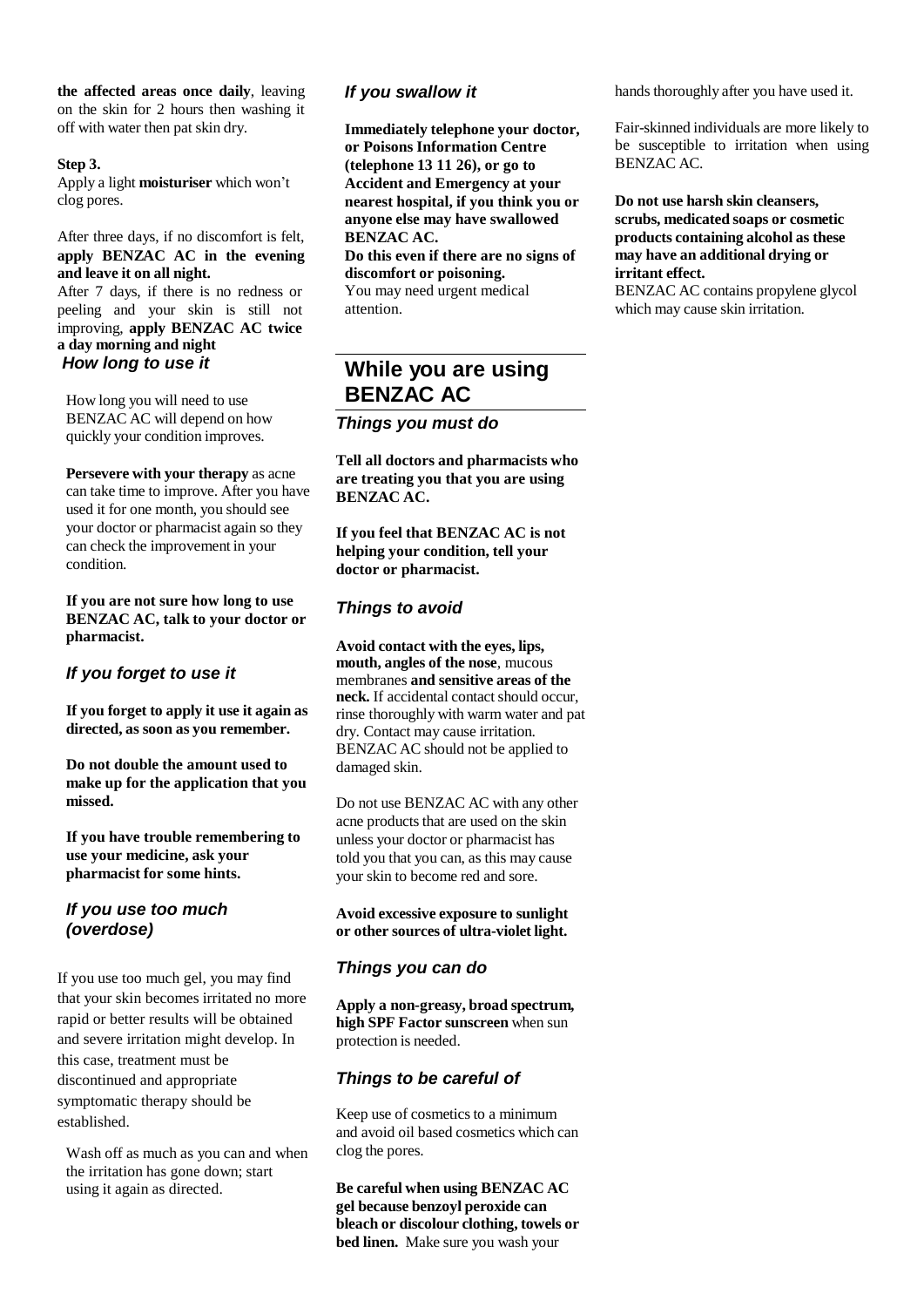**the affected areas once daily**, leaving on the skin for 2 hours then washing it off with water then pat skin dry.

**Step 3.**
Apply a light **moisturiser** which won't clog pores.

After three days, if no discomfort is felt, **apply BENZAC AC in the evening and leave it on all night.**
After 7 days, if there is no redness or peeling and your skin is still not improving, **apply BENZAC AC twice a day morning and night**

### *How long to use it*

How long you will need to use BENZAC AC will depend on how quickly your condition improves.

**Persevere with your therapy** as acne can take time to improve. After you have used it for one month, you should see your doctor or pharmacist again so they can check the improvement in your condition.

**If you are not sure how long to use BENZAC AC, talk to your doctor or pharmacist.**

### *If you forget to use it*

**If you forget to apply it use it again as directed, as soon as you remember.**

**Do not double the amount used to make up for the application that you missed.**

**If you have trouble remembering to use your medicine, ask your pharmacist for some hints.**

### *If you use too much (overdose)*

If you use too much gel, you may find that your skin becomes irritated no more rapid or better results will be obtained and severe irritation might develop. In this case, treatment must be discontinued and appropriate symptomatic therapy should be established.

Wash off as much as you can and when the irritation has gone down; start using it again as directed.

### *If you swallow it*

**Immediately telephone your doctor, or Poisons Information Centre (telephone 13 11 26), or go to Accident and Emergency at your nearest hospital, if you think you or anyone else may have swallowed BENZAC AC.**
**Do this even if there are no signs of discomfort or poisoning.**
You may need urgent medical attention.

## While you are using BENZAC AC

### *Things you must do*

**Tell all doctors and pharmacists who are treating you that you are using BENZAC AC.**

**If you feel that BENZAC AC is not helping your condition, tell your doctor or pharmacist.**

### *Things to avoid*

**Avoid contact with the eyes, lips, mouth, angles of the nose**, mucous membranes **and sensitive areas of the neck.** If accidental contact should occur, rinse thoroughly with warm water and pat dry. Contact may cause irritation. BENZAC AC should not be applied to damaged skin.

Do not use BENZAC AC with any other acne products that are used on the skin unless your doctor or pharmacist has told you that you can, as this may cause your skin to become red and sore.

**Avoid excessive exposure to sunlight or other sources of ultra-violet light.**

### *Things you can do*

**Apply a non-greasy, broad spectrum, high SPF Factor sunscreen** when sun protection is needed.

### *Things to be careful of*

Keep use of cosmetics to a minimum and avoid oil based cosmetics which can clog the pores.

**Be careful when using BENZAC AC gel because benzoyl peroxide can bleach or discolour clothing, towels or bed linen.** Make sure you wash your hands thoroughly after you have used it.

Fair-skinned individuals are more likely to be susceptible to irritation when using BENZAC AC.

**Do not use harsh skin cleansers, scrubs, medicated soaps or cosmetic products containing alcohol as these may have an additional drying or irritant effect.**
BENZAC AC contains propylene glycol which may cause skin irritation.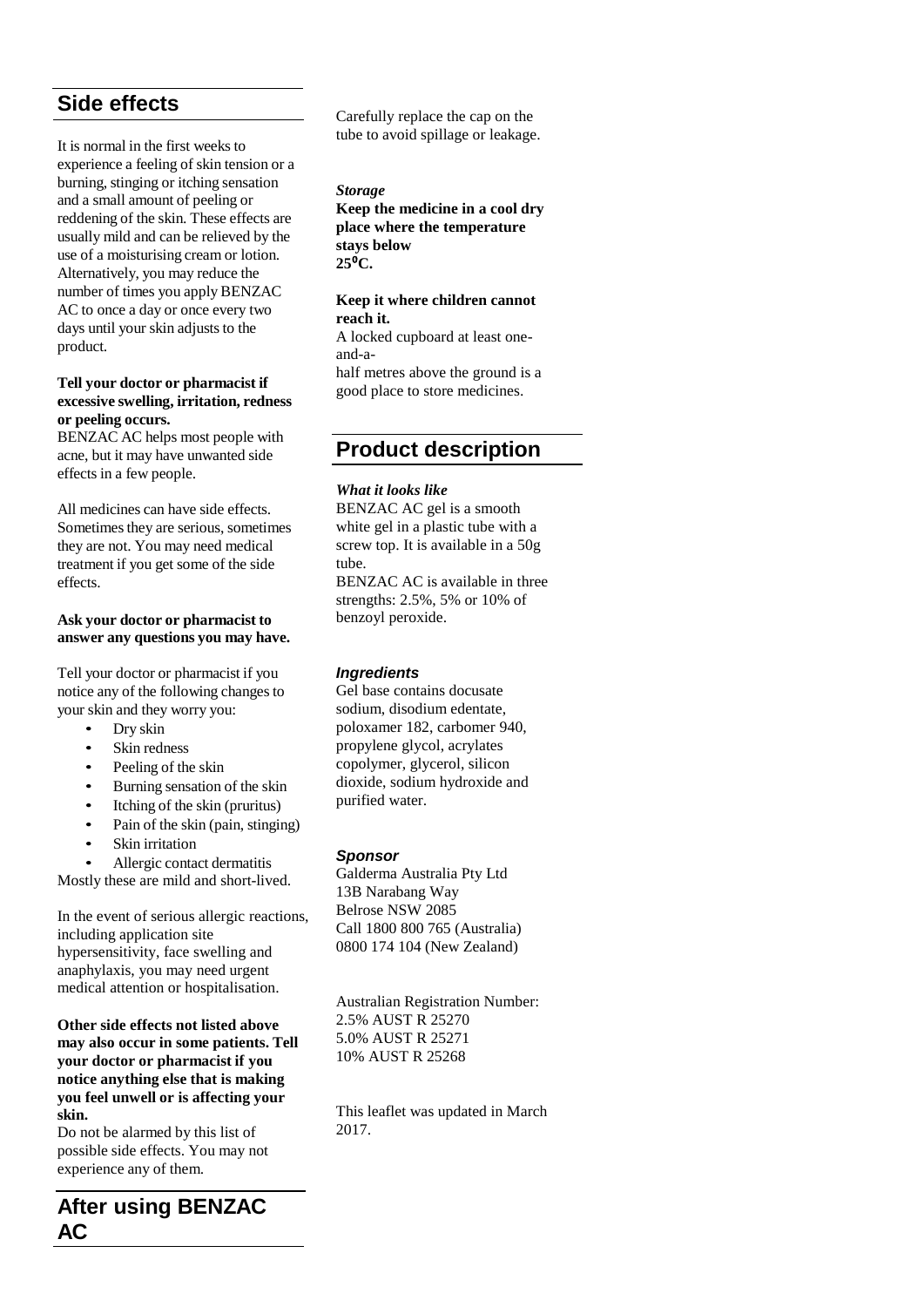## Side effects

It is normal in the first weeks to experience a feeling of skin tension or a burning, stinging or itching sensation and a small amount of peeling or reddening of the skin. These effects are usually mild and can be relieved by the use of a moisturising cream or lotion. Alternatively, you may reduce the number of times you apply BENZAC AC to once a day or once every two days until your skin adjusts to the product.

**Tell your doctor or pharmacist if excessive swelling, irritation, redness or peeling occurs.**

BENZAC AC helps most people with acne, but it may have unwanted side effects in a few people.

All medicines can have side effects. Sometimes they are serious, sometimes they are not. You may need medical treatment if you get some of the side effects.

**Ask your doctor or pharmacist to answer any questions you may have.**

Tell your doctor or pharmacist if you notice any of the following changes to your skin and they worry you:

- Dry skin
- Skin redness
- Peeling of the skin
- Burning sensation of the skin
- Itching of the skin (pruritus)
- Pain of the skin (pain, stinging)
- Skin irritation
- Allergic contact dermatitis

Mostly these are mild and short-lived.

In the event of serious allergic reactions, including application site hypersensitivity, face swelling and anaphylaxis, you may need urgent medical attention or hospitalisation.

**Other side effects not listed above may also occur in some patients. Tell your doctor or pharmacist if you notice anything else that is making you feel unwell or is affecting your skin.**

Do not be alarmed by this list of possible side effects. You may not experience any of them.

## After using BENZAC AC

Carefully replace the cap on the tube to avoid spillage or leakage.

***Storage***

**Keep the medicine in a cool dry place where the temperature stays below 25$^{0}$C.**

**Keep it where children cannot reach it.**

A locked cupboard at least one-and-a-half metres above the ground is a good place to store medicines.

## Product description

***What it looks like***

BENZAC AC gel is a smooth white gel in a plastic tube with a screw top. It is available in a 50g tube.

BENZAC AC is available in three strengths: 2.5%, 5% or 10% of benzoyl peroxide.

***Ingredients***

Gel base contains docusate sodium, disodium edentate, poloxamer 182, carbomer 940, propylene glycol, acrylates copolymer, glycerol, silicon dioxide, sodium hydroxide and purified water.

***Sponsor***

Galderma Australia Pty Ltd
13B Narabang Way
Belrose NSW 2085
Call 1800 800 765 (Australia)
0800 174 104 (New Zealand)

Australian Registration Number:
2.5% AUST R 25270
5.0% AUST R 25271
10% AUST R 25268

This leaflet was updated in March 2017.